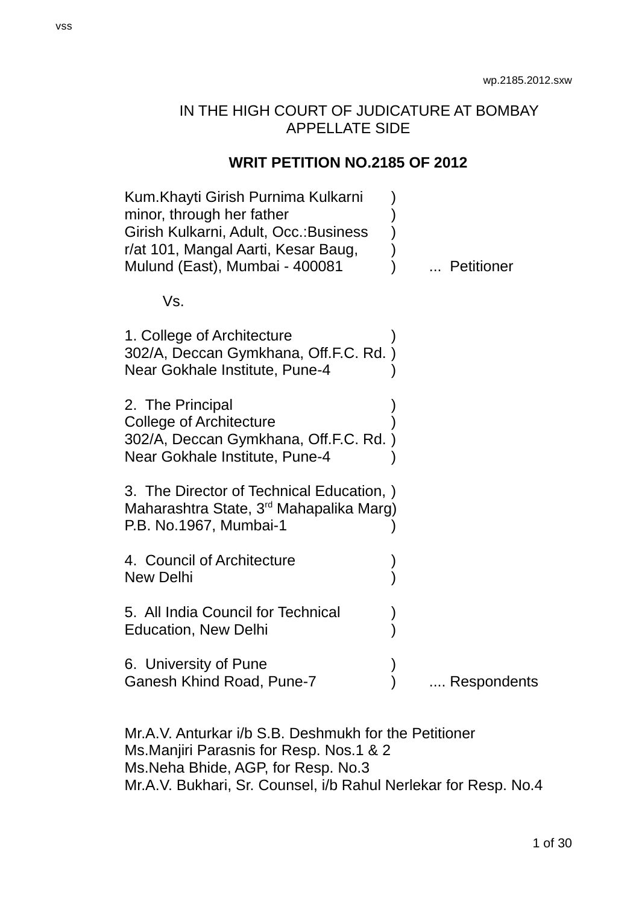IN THE HIGH COURT OF JUDICATURE AT BOMBAY
APPELLATE SIDE

**WRIT PETITION NO.2185 OF 2012**

Kum.Khayti Girish Purnima Kulkarni )
minor, through her father )
Girish Kulkarni, Adult, Occ.:Business )
r/at 101, Mangal Aarti, Kesar Baug, )
Mulund (East), Mumbai - 400081 ) ... Petitioner

Vs.

1. College of Architecture )
302/A, Deccan Gymkhana, Off.F.C. Rd. )
Near Gokhale Institute, Pune-4 )

2. The Principal )
College of Architecture )
302/A, Deccan Gymkhana, Off.F.C. Rd. )
Near Gokhale Institute, Pune-4 )

3. The Director of Technical Education, )
Maharashtra State, 3rd Mahapalika Marg)
P.B. No.1967, Mumbai-1 )

4. Council of Architecture )
New Delhi )

5. All India Council for Technical )
Education, New Delhi )

6. University of Pune )
Ganesh Khind Road, Pune-7 ) .... Respondents

Mr.A.V. Anturkar i/b S.B. Deshmukh for the Petitioner
Ms.Manjiri Parasnis for Resp. Nos.1 & 2
Ms.Neha Bhide, AGP, for Resp. No.3
Mr.A.V. Bukhari, Sr. Counsel, i/b Rahul Nerlekar for Resp. No.4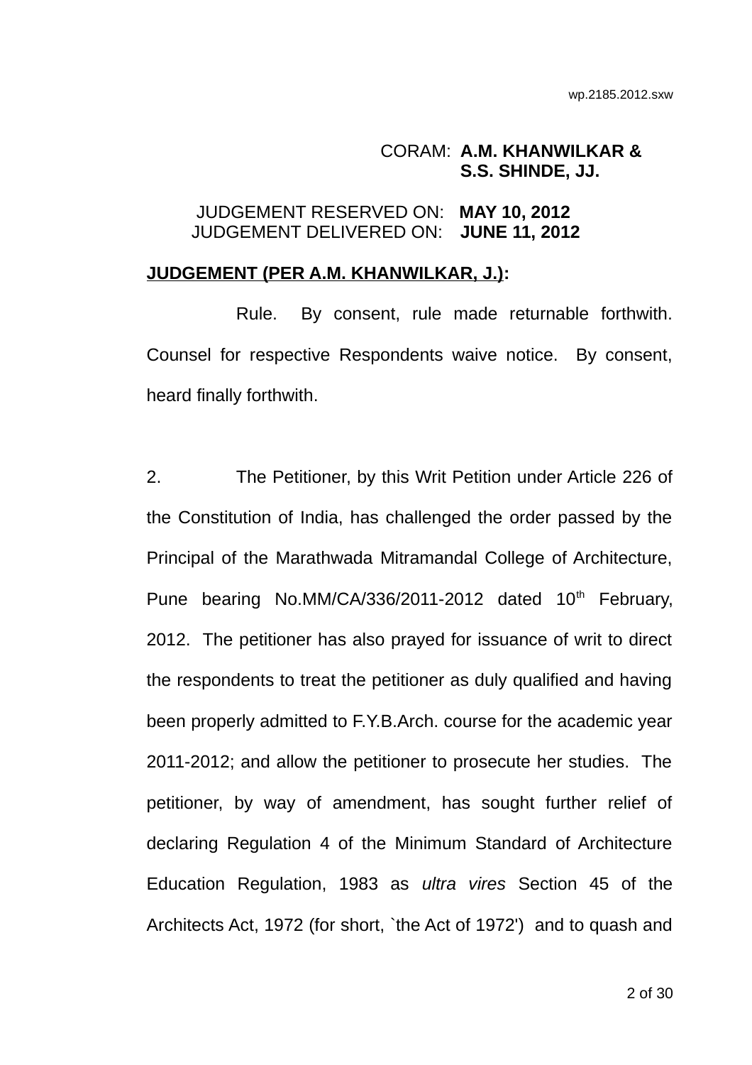CORAM: **A.M. KHANWILKAR &**
**S.S. SHINDE, JJ.**

JUDGEMENT RESERVED ON: **MAY 10, 2012**
JUDGEMENT DELIVERED ON: **JUNE 11, 2012**

**JUDGEMENT (PER A.M. KHANWILKAR, J.):**

Rule. By consent, rule made returnable forthwith. Counsel for respective Respondents waive notice. By consent, heard finally forthwith.

2. The Petitioner, by this Writ Petition under Article 226 of the Constitution of India, has challenged the order passed by the Principal of the Marathwada Mitramandal College of Architecture, Pune bearing No.MM/CA/336/2011-2012 dated 10th February, 2012. The petitioner has also prayed for issuance of writ to direct the respondents to treat the petitioner as duly qualified and having been properly admitted to F.Y.B.Arch. course for the academic year 2011-2012; and allow the petitioner to prosecute her studies. The petitioner, by way of amendment, has sought further relief of declaring Regulation 4 of the Minimum Standard of Architecture Education Regulation, 1983 as *ultra vires* Section 45 of the Architects Act, 1972 (for short, `the Act of 1972') and to quash and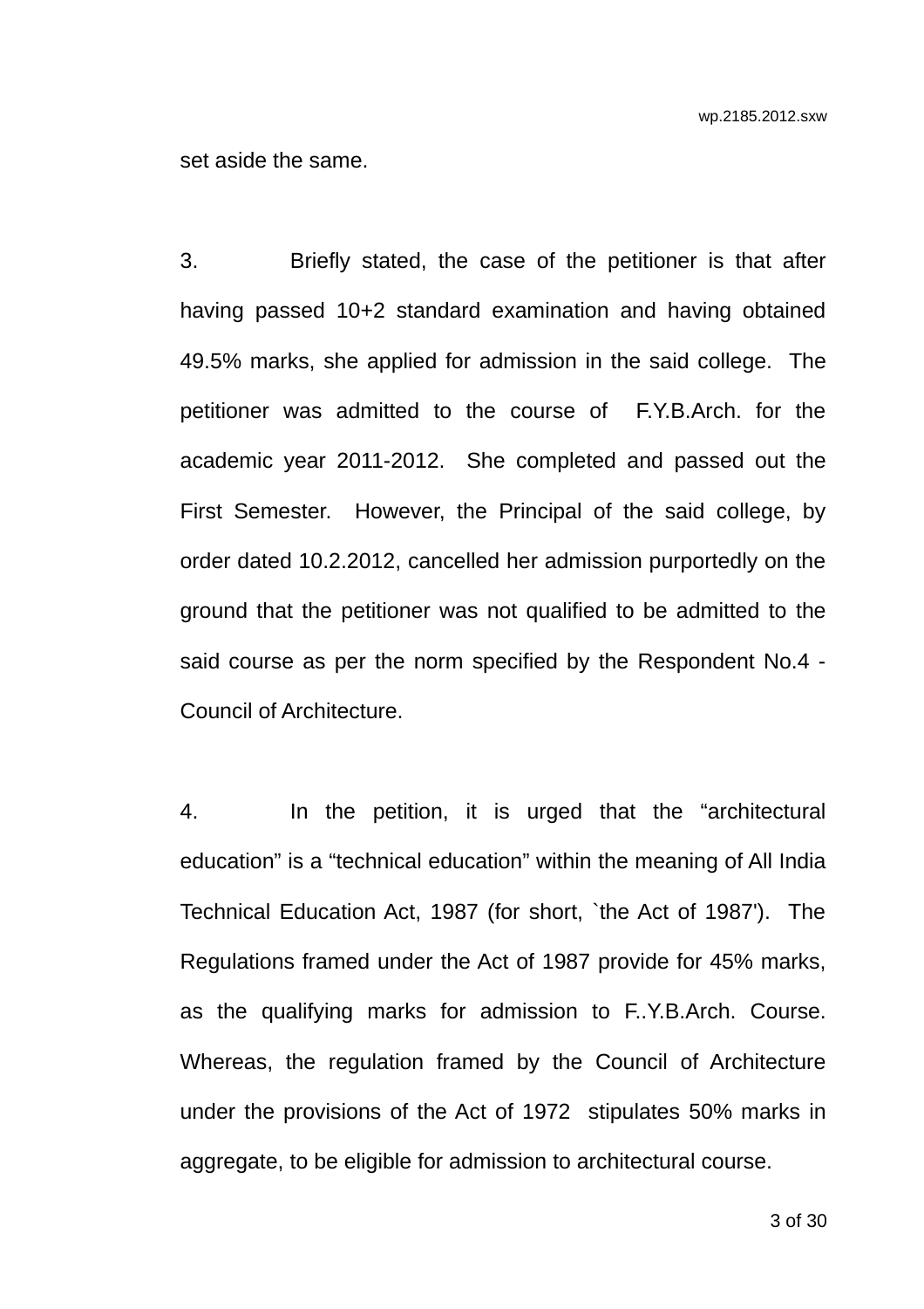set aside the same.

3. Briefly stated, the case of the petitioner is that after having passed 10+2 standard examination and having obtained 49.5% marks, she applied for admission in the said college. The petitioner was admitted to the course of F.Y.B.Arch. for the academic year 2011-2012. She completed and passed out the First Semester. However, the Principal of the said college, by order dated 10.2.2012, cancelled her admission purportedly on the ground that the petitioner was not qualified to be admitted to the said course as per the norm specified by the Respondent No.4 - Council of Architecture.

4. In the petition, it is urged that the "architectural education" is a "technical education" within the meaning of All India Technical Education Act, 1987 (for short, `the Act of 1987'). The Regulations framed under the Act of 1987 provide for 45% marks, as the qualifying marks for admission to F..Y.B.Arch. Course. Whereas, the regulation framed by the Council of Architecture under the provisions of the Act of 1972 stipulates 50% marks in aggregate, to be eligible for admission to architectural course.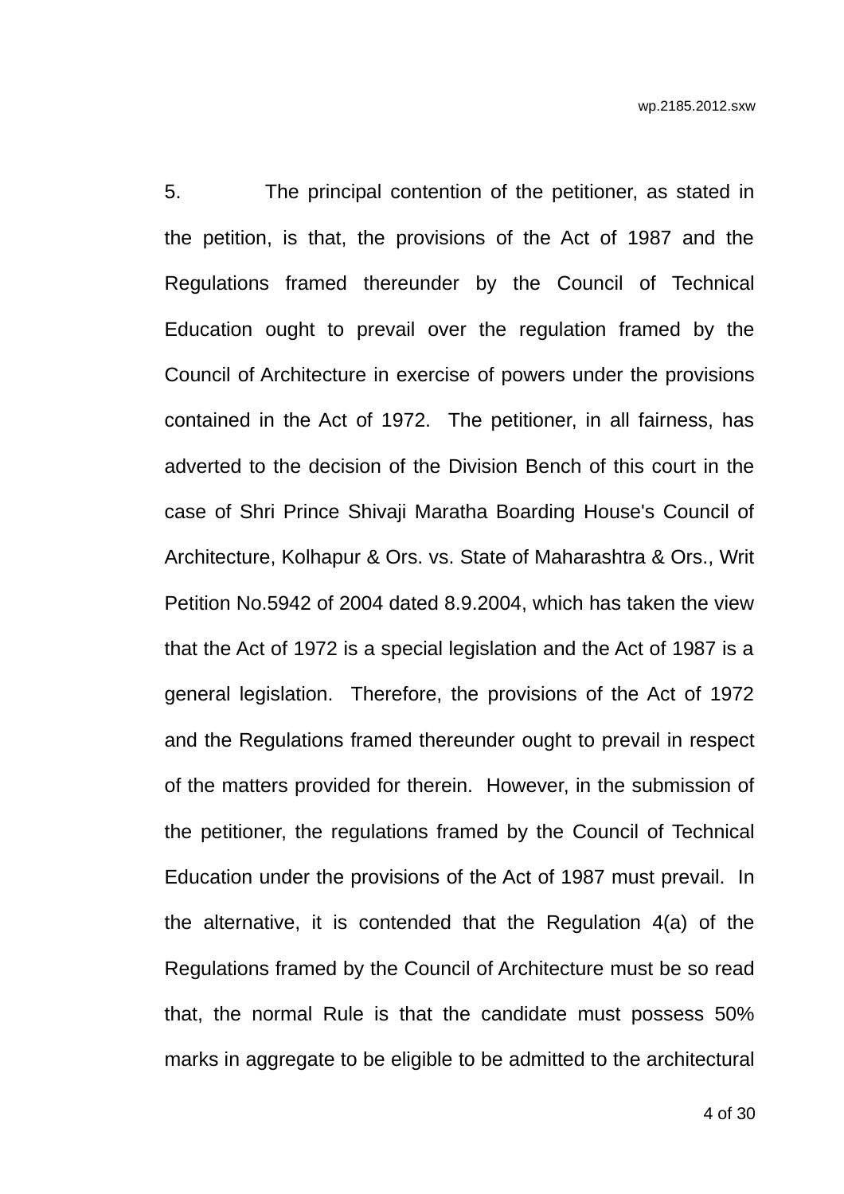5. The principal contention of the petitioner, as stated in the petition, is that, the provisions of the Act of 1987 and the Regulations framed thereunder by the Council of Technical Education ought to prevail over the regulation framed by the Council of Architecture in exercise of powers under the provisions contained in the Act of 1972. The petitioner, in all fairness, has adverted to the decision of the Division Bench of this court in the case of Shri Prince Shivaji Maratha Boarding House's Council of Architecture, Kolhapur & Ors. vs. State of Maharashtra & Ors., Writ Petition No.5942 of 2004 dated 8.9.2004, which has taken the view that the Act of 1972 is a special legislation and the Act of 1987 is a general legislation. Therefore, the provisions of the Act of 1972 and the Regulations framed thereunder ought to prevail in respect of the matters provided for therein. However, in the submission of the petitioner, the regulations framed by the Council of Technical Education under the provisions of the Act of 1987 must prevail. In the alternative, it is contended that the Regulation 4(a) of the Regulations framed by the Council of Architecture must be so read that, the normal Rule is that the candidate must possess 50% marks in aggregate to be eligible to be admitted to the architectural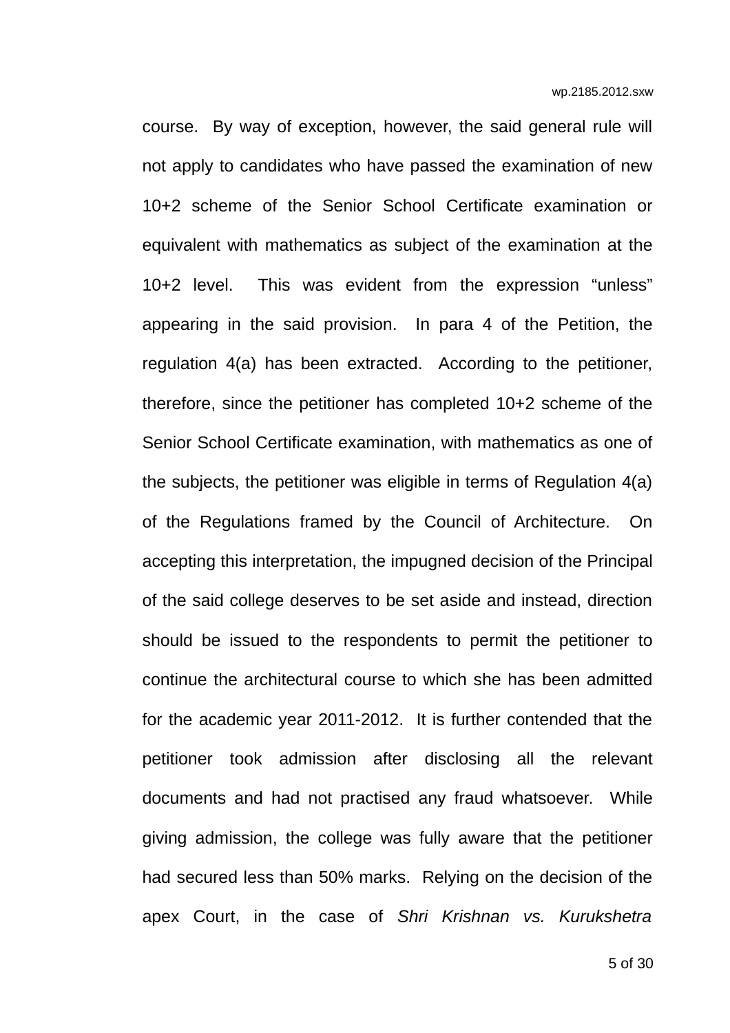course. By way of exception, however, the said general rule will not apply to candidates who have passed the examination of new 10+2 scheme of the Senior School Certificate examination or equivalent with mathematics as subject of the examination at the 10+2 level. This was evident from the expression "unless" appearing in the said provision. In para 4 of the Petition, the regulation 4(a) has been extracted. According to the petitioner, therefore, since the petitioner has completed 10+2 scheme of the Senior School Certificate examination, with mathematics as one of the subjects, the petitioner was eligible in terms of Regulation 4(a) of the Regulations framed by the Council of Architecture. On accepting this interpretation, the impugned decision of the Principal of the said college deserves to be set aside and instead, direction should be issued to the respondents to permit the petitioner to continue the architectural course to which she has been admitted for the academic year 2011-2012. It is further contended that the petitioner took admission after disclosing all the relevant documents and had not practised any fraud whatsoever. While giving admission, the college was fully aware that the petitioner had secured less than 50% marks. Relying on the decision of the apex Court, in the case of *Shri Krishnan vs. Kurukshetra*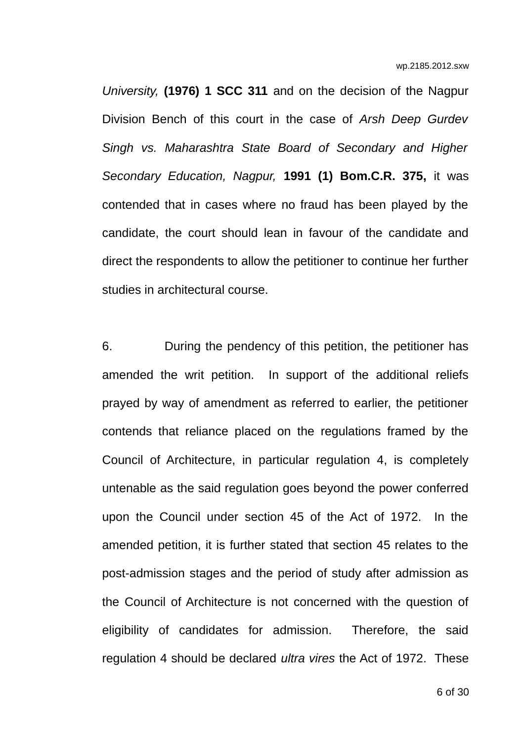*University,* **(1976) 1 SCC 311** and on the decision of the Nagpur Division Bench of this court in the case of *Arsh Deep Gurdev Singh vs. Maharashtra State Board of Secondary and Higher Secondary Education, Nagpur,* **1991 (1) Bom.C.R. 375,** it was contended that in cases where no fraud has been played by the candidate, the court should lean in favour of the candidate and direct the respondents to allow the petitioner to continue her further studies in architectural course.

6. During the pendency of this petition, the petitioner has amended the writ petition. In support of the additional reliefs prayed by way of amendment as referred to earlier, the petitioner contends that reliance placed on the regulations framed by the Council of Architecture, in particular regulation 4, is completely untenable as the said regulation goes beyond the power conferred upon the Council under section 45 of the Act of 1972. In the amended petition, it is further stated that section 45 relates to the post-admission stages and the period of study after admission as the Council of Architecture is not concerned with the question of eligibility of candidates for admission. Therefore, the said regulation 4 should be declared *ultra vires* the Act of 1972. These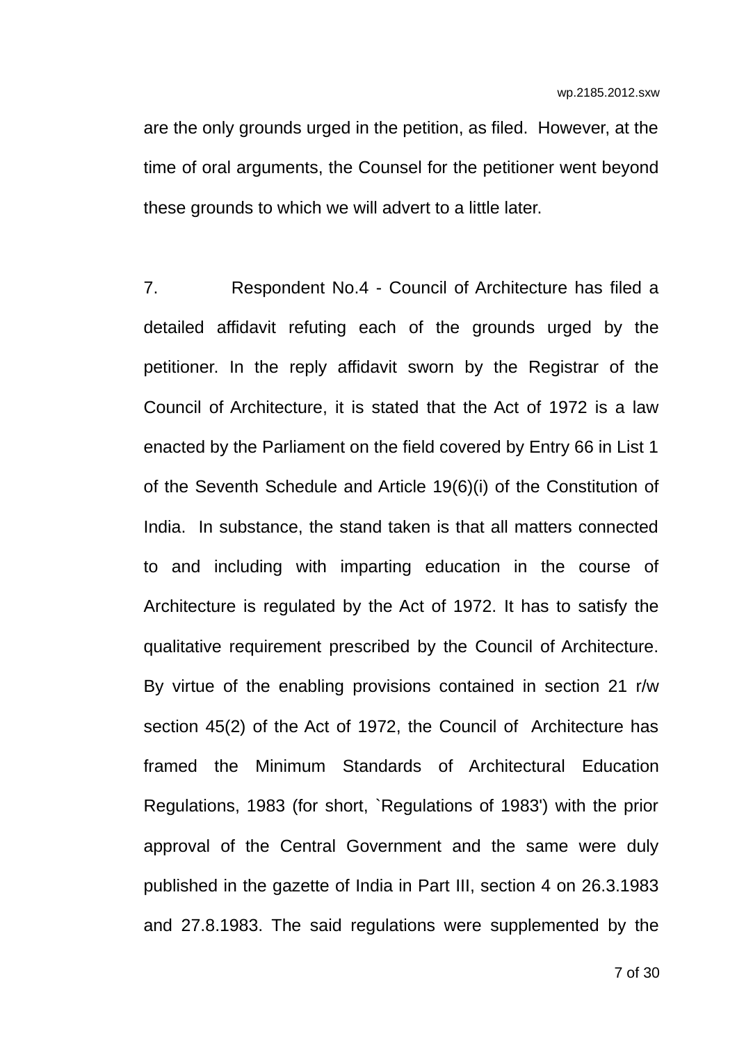are the only grounds urged in the petition, as filed. However, at the time of oral arguments, the Counsel for the petitioner went beyond these grounds to which we will advert to a little later.

7. Respondent No.4 - Council of Architecture has filed a detailed affidavit refuting each of the grounds urged by the petitioner. In the reply affidavit sworn by the Registrar of the Council of Architecture, it is stated that the Act of 1972 is a law enacted by the Parliament on the field covered by Entry 66 in List 1 of the Seventh Schedule and Article 19(6)(i) of the Constitution of India. In substance, the stand taken is that all matters connected to and including with imparting education in the course of Architecture is regulated by the Act of 1972. It has to satisfy the qualitative requirement prescribed by the Council of Architecture. By virtue of the enabling provisions contained in section 21 r/w section 45(2) of the Act of 1972, the Council of Architecture has framed the Minimum Standards of Architectural Education Regulations, 1983 (for short, `Regulations of 1983') with the prior approval of the Central Government and the same were duly published in the gazette of India in Part III, section 4 on 26.3.1983 and 27.8.1983. The said regulations were supplemented by the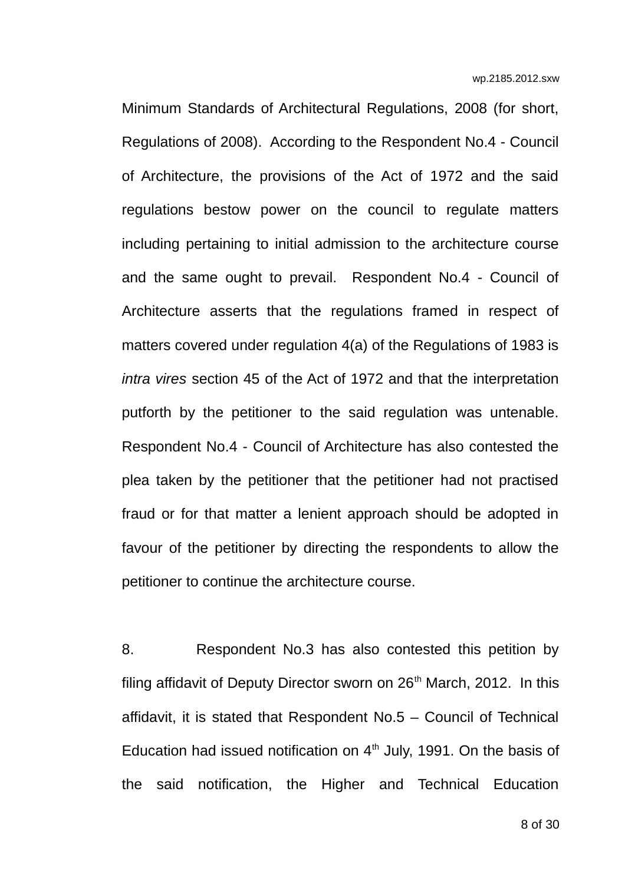Minimum Standards of Architectural Regulations, 2008 (for short, Regulations of 2008). According to the Respondent No.4 - Council of Architecture, the provisions of the Act of 1972 and the said regulations bestow power on the council to regulate matters including pertaining to initial admission to the architecture course and the same ought to prevail. Respondent No.4 - Council of Architecture asserts that the regulations framed in respect of matters covered under regulation 4(a) of the Regulations of 1983 is *intra vires* section 45 of the Act of 1972 and that the interpretation putforth by the petitioner to the said regulation was untenable. Respondent No.4 - Council of Architecture has also contested the plea taken by the petitioner that the petitioner had not practised fraud or for that matter a lenient approach should be adopted in favour of the petitioner by directing the respondents to allow the petitioner to continue the architecture course.

8. Respondent No.3 has also contested this petition by filing affidavit of Deputy Director sworn on 26th March, 2012. In this affidavit, it is stated that Respondent No.5 – Council of Technical Education had issued notification on 4th July, 1991. On the basis of the said notification, the Higher and Technical Education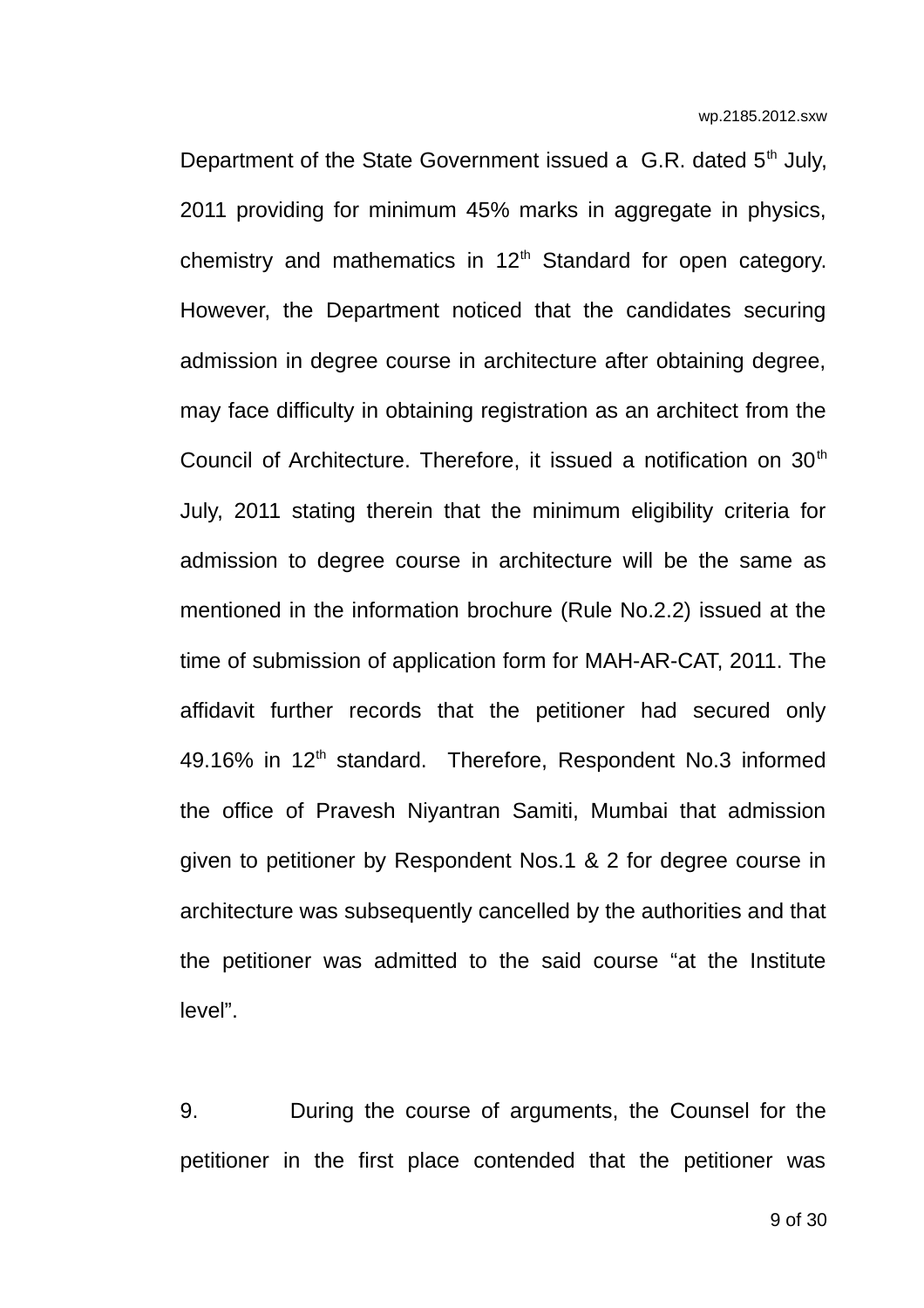Department of the State Government issued a G.R. dated 5th July, 2011 providing for minimum 45% marks in aggregate in physics, chemistry and mathematics in 12th Standard for open category. However, the Department noticed that the candidates securing admission in degree course in architecture after obtaining degree, may face difficulty in obtaining registration as an architect from the Council of Architecture. Therefore, it issued a notification on 30th July, 2011 stating therein that the minimum eligibility criteria for admission to degree course in architecture will be the same as mentioned in the information brochure (Rule No.2.2) issued at the time of submission of application form for MAH-AR-CAT, 2011. The affidavit further records that the petitioner had secured only 49.16% in 12th standard. Therefore, Respondent No.3 informed the office of Pravesh Niyantran Samiti, Mumbai that admission given to petitioner by Respondent Nos.1 & 2 for degree course in architecture was subsequently cancelled by the authorities and that the petitioner was admitted to the said course "at the Institute level".

9. During the course of arguments, the Counsel for the petitioner in the first place contended that the petitioner was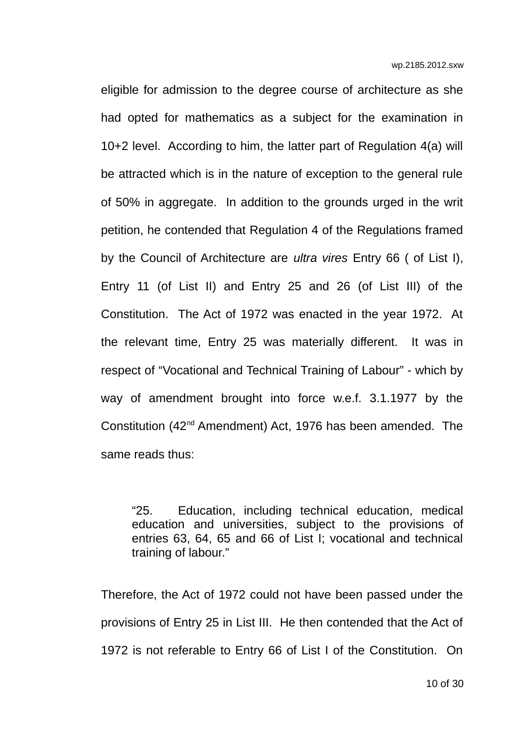eligible for admission to the degree course of architecture as she had opted for mathematics as a subject for the examination in 10+2 level. According to him, the latter part of Regulation 4(a) will be attracted which is in the nature of exception to the general rule of 50% in aggregate. In addition to the grounds urged in the writ petition, he contended that Regulation 4 of the Regulations framed by the Council of Architecture are *ultra vires* Entry 66 ( of List I), Entry 11 (of List II) and Entry 25 and 26 (of List III) of the Constitution. The Act of 1972 was enacted in the year 1972. At the relevant time, Entry 25 was materially different. It was in respect of "Vocational and Technical Training of Labour" - which by way of amendment brought into force w.e.f. 3.1.1977 by the Constitution (42nd Amendment) Act, 1976 has been amended. The same reads thus:

> "25. Education, including technical education, medical education and universities, subject to the provisions of entries 63, 64, 65 and 66 of List I; vocational and technical training of labour."

Therefore, the Act of 1972 could not have been passed under the provisions of Entry 25 in List III. He then contended that the Act of 1972 is not referable to Entry 66 of List I of the Constitution. On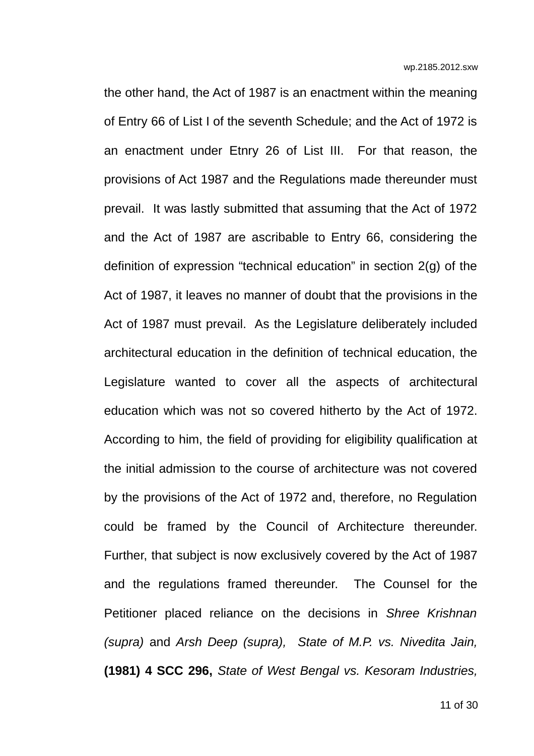the other hand, the Act of 1987 is an enactment within the meaning of Entry 66 of List I of the seventh Schedule; and the Act of 1972 is an enactment under Etnry 26 of List III. For that reason, the provisions of Act 1987 and the Regulations made thereunder must prevail. It was lastly submitted that assuming that the Act of 1972 and the Act of 1987 are ascribable to Entry 66, considering the definition of expression "technical education" in section 2(g) of the Act of 1987, it leaves no manner of doubt that the provisions in the Act of 1987 must prevail. As the Legislature deliberately included architectural education in the definition of technical education, the Legislature wanted to cover all the aspects of architectural education which was not so covered hitherto by the Act of 1972. According to him, the field of providing for eligibility qualification at the initial admission to the course of architecture was not covered by the provisions of the Act of 1972 and, therefore, no Regulation could be framed by the Council of Architecture thereunder. Further, that subject is now exclusively covered by the Act of 1987 and the regulations framed thereunder. The Counsel for the Petitioner placed reliance on the decisions in *Shree Krishnan (supra)* and *Arsh Deep (supra), State of M.P. vs. Nivedita Jain,* **(1981) 4 SCC 296,** *State of West Bengal vs. Kesoram Industries,*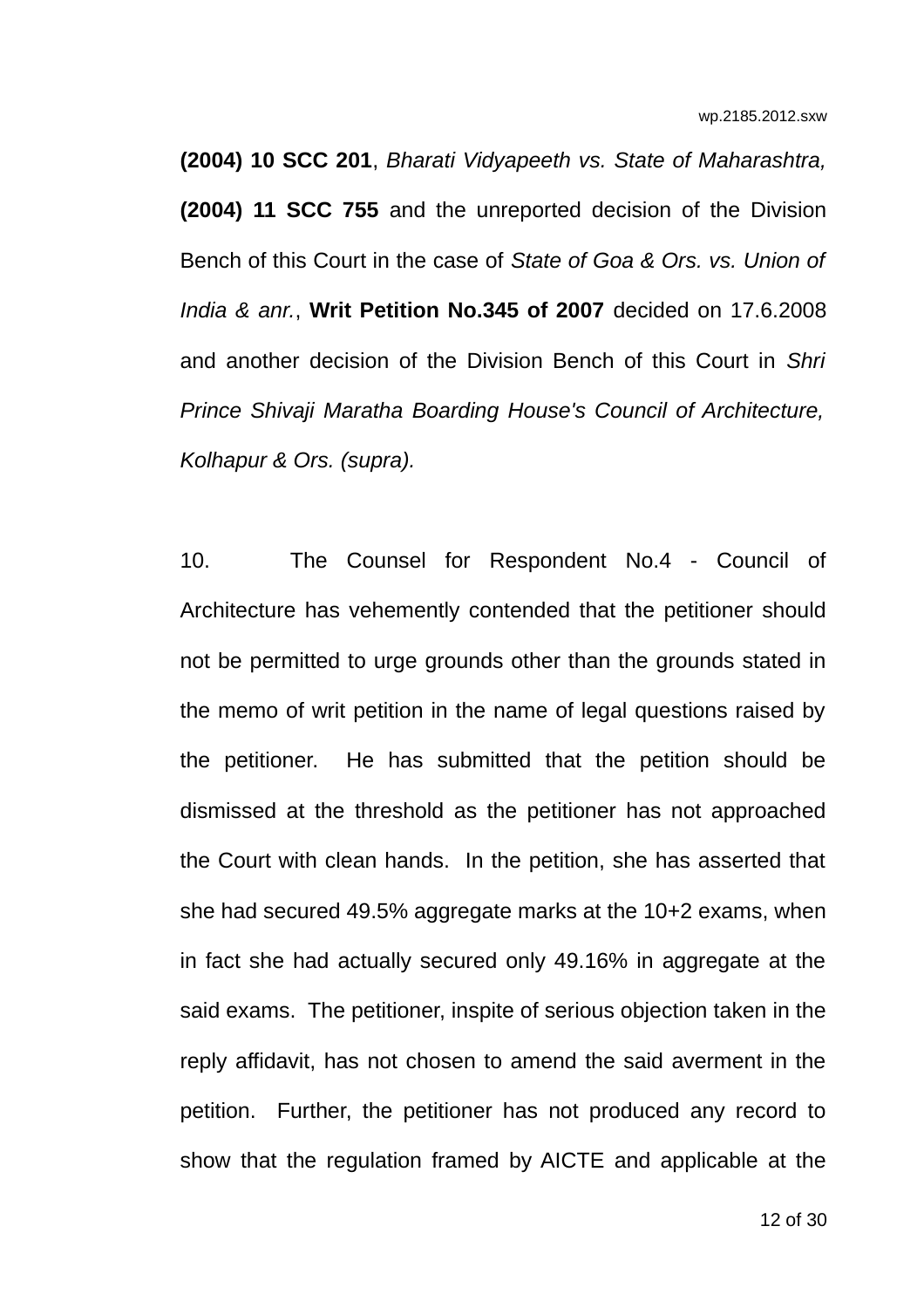**(2004) 10 SCC 201**, *Bharati Vidyapeeth vs. State of Maharashtra,* **(2004) 11 SCC 755** and the unreported decision of the Division Bench of this Court in the case of *State of Goa & Ors. vs. Union of India & anr.*, **Writ Petition No.345 of 2007** decided on 17.6.2008 and another decision of the Division Bench of this Court in *Shri Prince Shivaji Maratha Boarding House's Council of Architecture, Kolhapur & Ors. (supra).*

10. The Counsel for Respondent No.4 - Council of Architecture has vehemently contended that the petitioner should not be permitted to urge grounds other than the grounds stated in the memo of writ petition in the name of legal questions raised by the petitioner. He has submitted that the petition should be dismissed at the threshold as the petitioner has not approached the Court with clean hands. In the petition, she has asserted that she had secured 49.5% aggregate marks at the 10+2 exams, when in fact she had actually secured only 49.16% in aggregate at the said exams. The petitioner, inspite of serious objection taken in the reply affidavit, has not chosen to amend the said averment in the petition. Further, the petitioner has not produced any record to show that the regulation framed by AICTE and applicable at the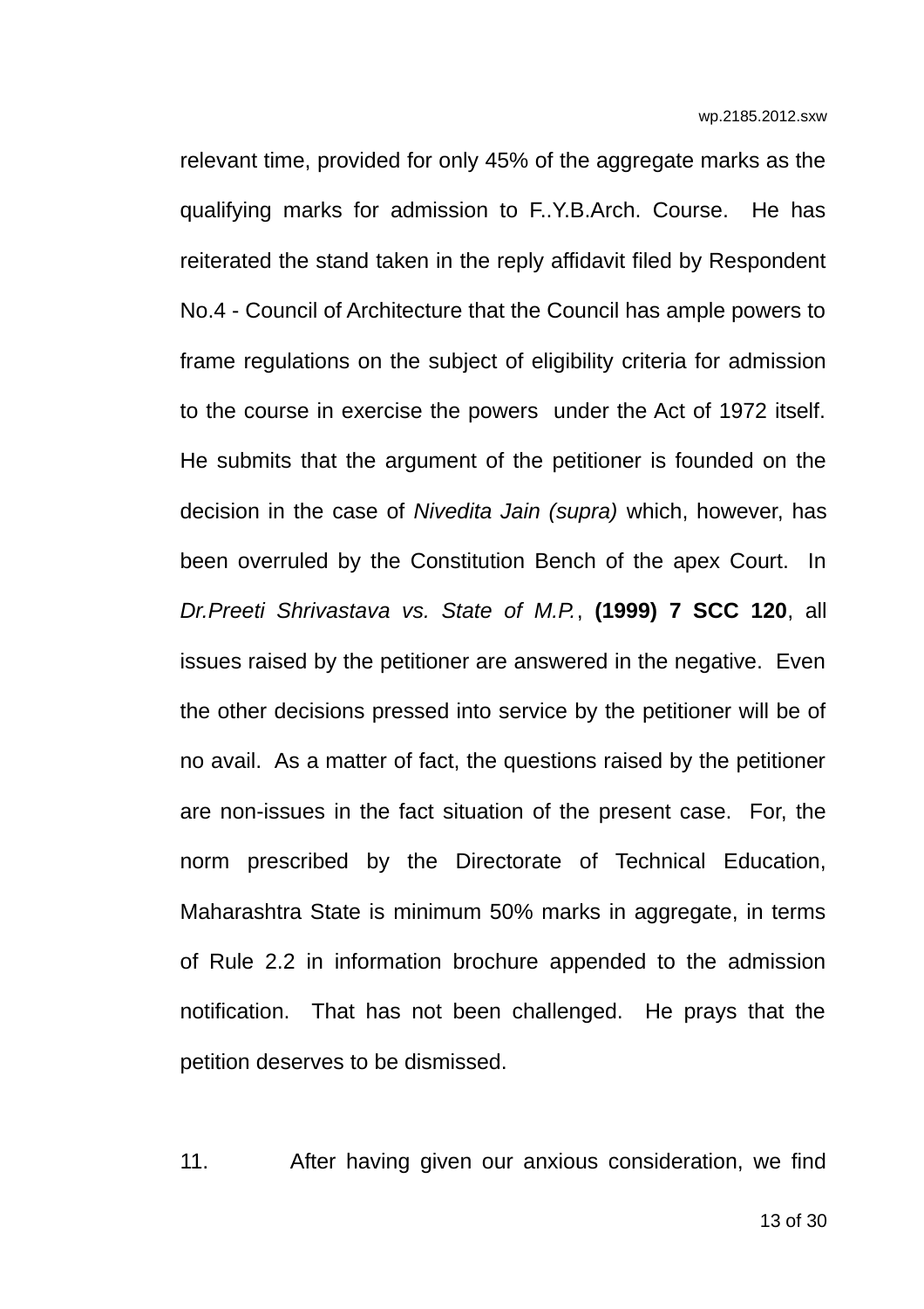relevant time, provided for only 45% of the aggregate marks as the qualifying marks for admission to F..Y.B.Arch. Course. He has reiterated the stand taken in the reply affidavit filed by Respondent No.4 - Council of Architecture that the Council has ample powers to frame regulations on the subject of eligibility criteria for admission to the course in exercise the powers under the Act of 1972 itself. He submits that the argument of the petitioner is founded on the decision in the case of *Nivedita Jain (supra)* which, however, has been overruled by the Constitution Bench of the apex Court. In *Dr.Preeti Shrivastava vs. State of M.P.*, **(1999) 7 SCC 120**, all issues raised by the petitioner are answered in the negative. Even the other decisions pressed into service by the petitioner will be of no avail. As a matter of fact, the questions raised by the petitioner are non-issues in the fact situation of the present case. For, the norm prescribed by the Directorate of Technical Education, Maharashtra State is minimum 50% marks in aggregate, in terms of Rule 2.2 in information brochure appended to the admission notification. That has not been challenged. He prays that the petition deserves to be dismissed.

11. After having given our anxious consideration, we find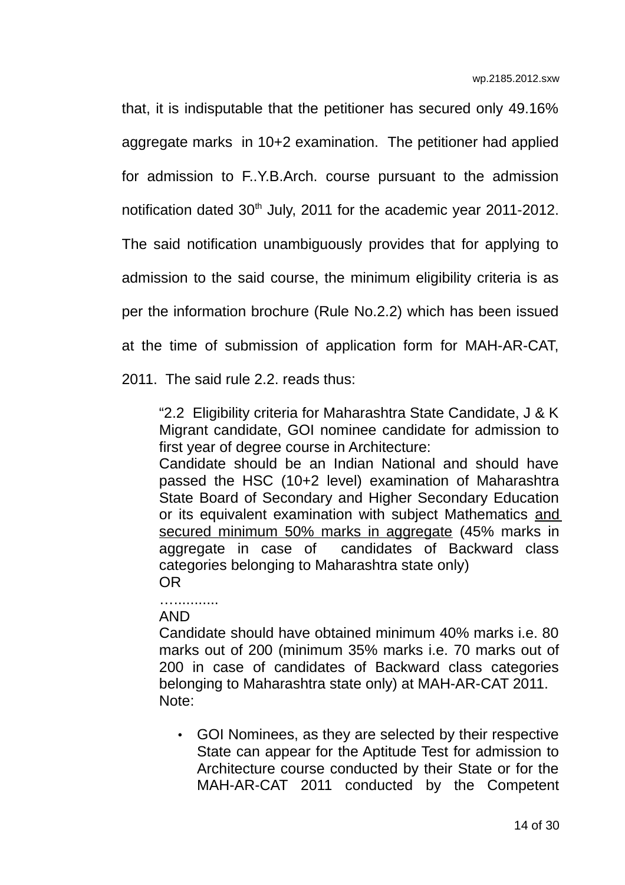that, it is indisputable that the petitioner has secured only 49.16% aggregate marks in 10+2 examination. The petitioner had applied for admission to F..Y.B.Arch. course pursuant to the admission notification dated 30th July, 2011 for the academic year 2011-2012. The said notification unambiguously provides that for applying to admission to the said course, the minimum eligibility criteria is as per the information brochure (Rule No.2.2) which has been issued at the time of submission of application form for MAH-AR-CAT, 2011. The said rule 2.2. reads thus:

> "2.2 Eligibility criteria for Maharashtra State Candidate, J & K Migrant candidate, GOI nominee candidate for admission to first year of degree course in Architecture:
>
> Candidate should be an Indian National and should have passed the HSC (10+2 level) examination of Maharashtra State Board of Secondary and Higher Secondary Education or its equivalent examination with subject Mathematics <u>and secured minimum 50% marks in aggregate</u> (45% marks in aggregate in case of candidates of Backward class categories belonging to Maharashtra state only)
>
> OR
>
> …..........
>
> AND
>
> Candidate should have obtained minimum 40% marks i.e. 80 marks out of 200 (minimum 35% marks i.e. 70 marks out of 200 in case of candidates of Backward class categories belonging to Maharashtra state only) at MAH-AR-CAT 2011.
>
> Note:
>
> - GOI Nominees, as they are selected by their respective State can appear for the Aptitude Test for admission to Architecture course conducted by their State or for the MAH-AR-CAT 2011 conducted by the Competent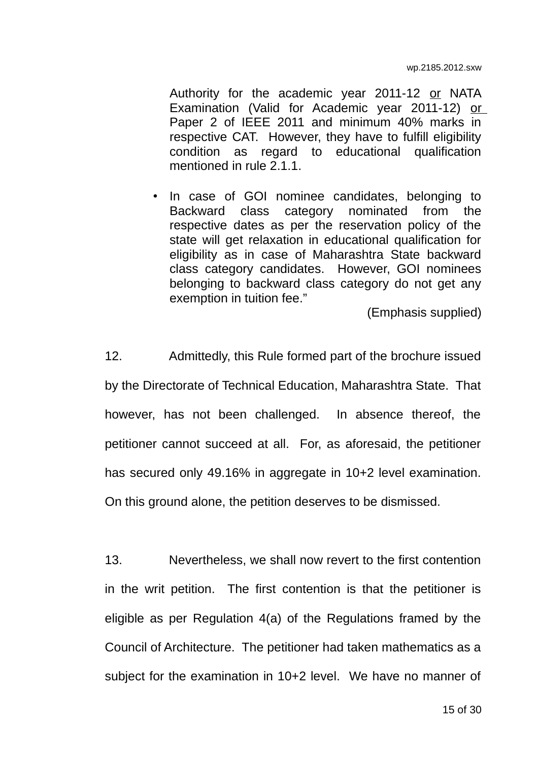> Authority for the academic year 2011-12 <u>or</u> NATA Examination (Valid for Academic year 2011-12) <u>or</u> Paper 2 of IEEE 2011 and minimum 40% marks in respective CAT. However, they have to fulfill eligibility condition as regard to educational qualification mentioned in rule 2.1.1.
>
> - In case of GOI nominee candidates, belonging to Backward class category nominated from the respective dates as per the reservation policy of the state will get relaxation in educational qualification for eligibility as in case of Maharashtra State backward class category candidates. However, GOI nominees belonging to backward class category do not get any exemption in tuition fee."
>
> (Emphasis supplied)

12. Admittedly, this Rule formed part of the brochure issued by the Directorate of Technical Education, Maharashtra State. That however, has not been challenged. In absence thereof, the petitioner cannot succeed at all. For, as aforesaid, the petitioner has secured only 49.16% in aggregate in 10+2 level examination. On this ground alone, the petition deserves to be dismissed.

13. Nevertheless, we shall now revert to the first contention in the writ petition. The first contention is that the petitioner is eligible as per Regulation 4(a) of the Regulations framed by the Council of Architecture. The petitioner had taken mathematics as a subject for the examination in 10+2 level. We have no manner of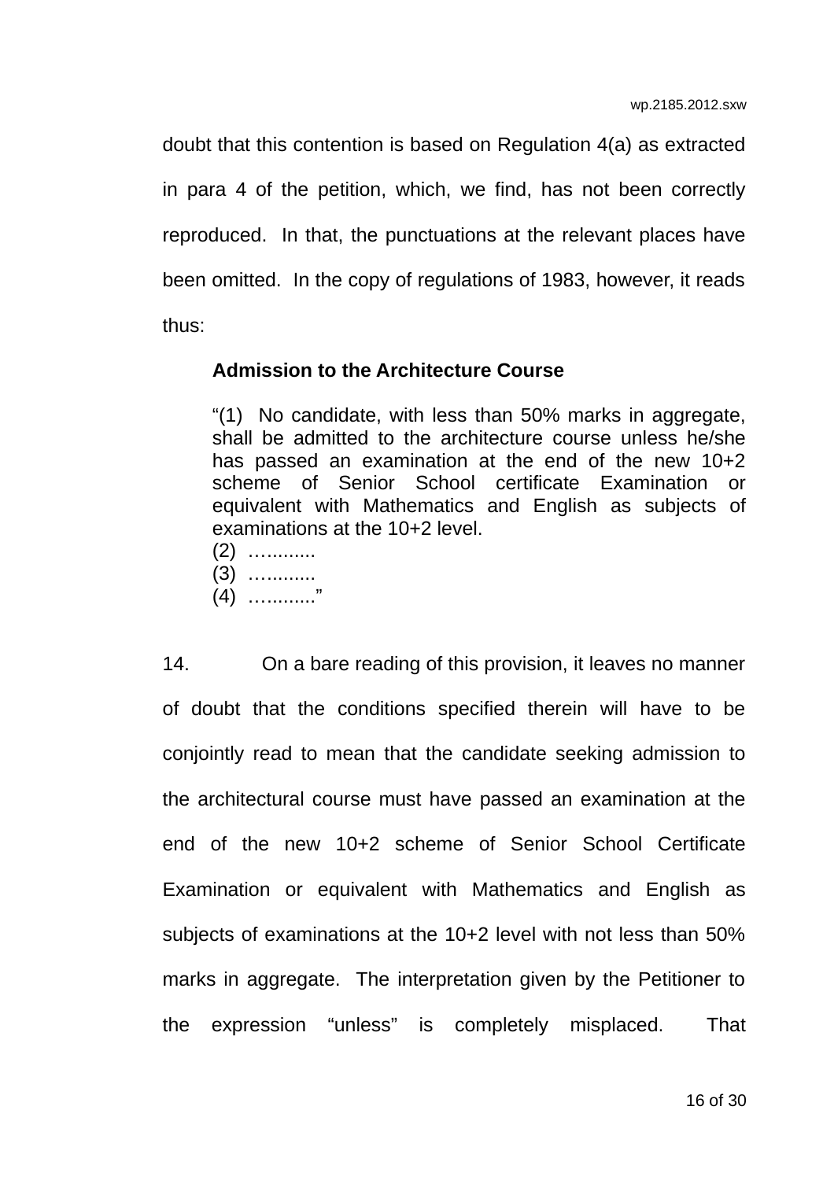doubt that this contention is based on Regulation 4(a) as extracted in para 4 of the petition, which, we find, has not been correctly reproduced. In that, the punctuations at the relevant places have been omitted. In the copy of regulations of 1983, however, it reads thus:

> **Admission to the Architecture Course**
>
> "(1) No candidate, with less than 50% marks in aggregate, shall be admitted to the architecture course unless he/she has passed an examination at the end of the new 10+2 scheme of Senior School certificate Examination or equivalent with Mathematics and English as subjects of examinations at the 10+2 level.
>
> (2) ….........
>
> (3) ….........
>
> (4) …........."

14. On a bare reading of this provision, it leaves no manner of doubt that the conditions specified therein will have to be conjointly read to mean that the candidate seeking admission to the architectural course must have passed an examination at the end of the new 10+2 scheme of Senior School Certificate Examination or equivalent with Mathematics and English as subjects of examinations at the 10+2 level with not less than 50% marks in aggregate. The interpretation given by the Petitioner to the expression "unless" is completely misplaced. That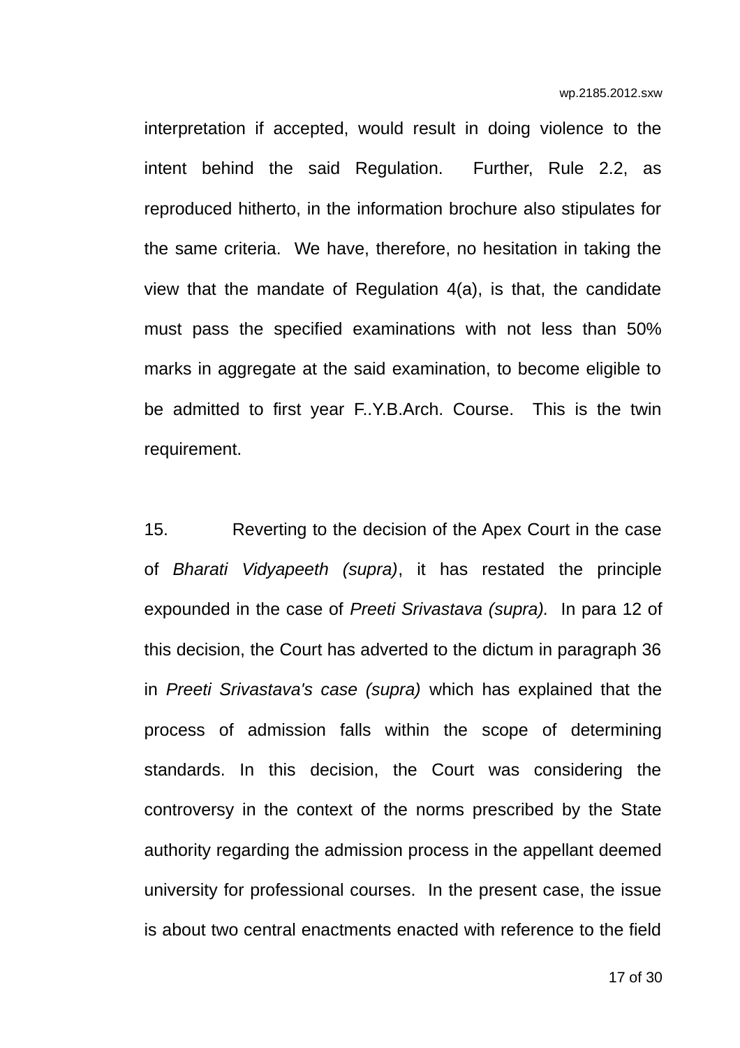interpretation if accepted, would result in doing violence to the intent behind the said Regulation. Further, Rule 2.2, as reproduced hitherto, in the information brochure also stipulates for the same criteria. We have, therefore, no hesitation in taking the view that the mandate of Regulation 4(a), is that, the candidate must pass the specified examinations with not less than 50% marks in aggregate at the said examination, to become eligible to be admitted to first year F..Y.B.Arch. Course. This is the twin requirement.

15. Reverting to the decision of the Apex Court in the case of *Bharati Vidyapeeth (supra)*, it has restated the principle expounded in the case of *Preeti Srivastava (supra).* In para 12 of this decision, the Court has adverted to the dictum in paragraph 36 in *Preeti Srivastava's case (supra)* which has explained that the process of admission falls within the scope of determining standards. In this decision, the Court was considering the controversy in the context of the norms prescribed by the State authority regarding the admission process in the appellant deemed university for professional courses. In the present case, the issue is about two central enactments enacted with reference to the field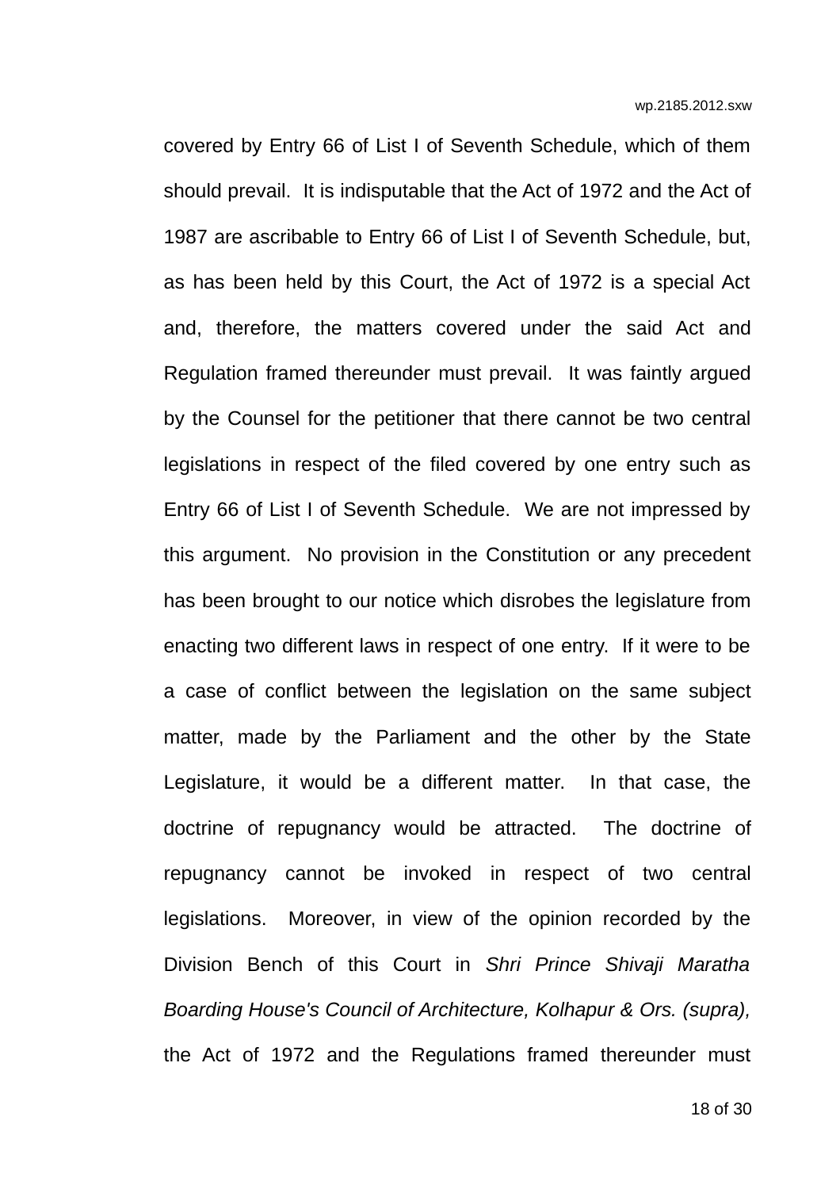covered by Entry 66 of List I of Seventh Schedule, which of them should prevail. It is indisputable that the Act of 1972 and the Act of 1987 are ascribable to Entry 66 of List I of Seventh Schedule, but, as has been held by this Court, the Act of 1972 is a special Act and, therefore, the matters covered under the said Act and Regulation framed thereunder must prevail. It was faintly argued by the Counsel for the petitioner that there cannot be two central legislations in respect of the filed covered by one entry such as Entry 66 of List I of Seventh Schedule. We are not impressed by this argument. No provision in the Constitution or any precedent has been brought to our notice which disrobes the legislature from enacting two different laws in respect of one entry. If it were to be a case of conflict between the legislation on the same subject matter, made by the Parliament and the other by the State Legislature, it would be a different matter. In that case, the doctrine of repugnancy would be attracted. The doctrine of repugnancy cannot be invoked in respect of two central legislations. Moreover, in view of the opinion recorded by the Division Bench of this Court in *Shri Prince Shivaji Maratha Boarding House's Council of Architecture, Kolhapur & Ors. (supra),* the Act of 1972 and the Regulations framed thereunder must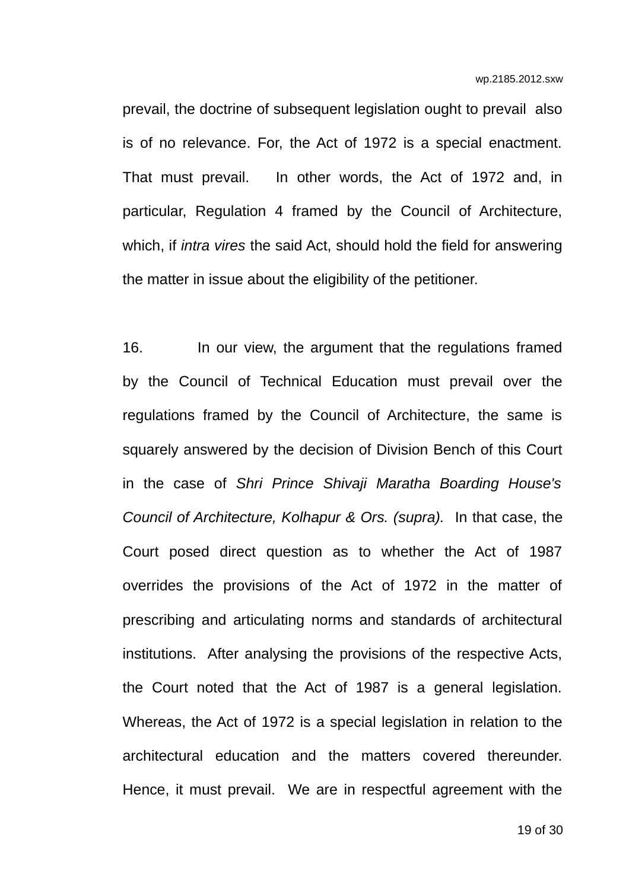prevail, the doctrine of subsequent legislation ought to prevail also is of no relevance. For, the Act of 1972 is a special enactment. That must prevail. In other words, the Act of 1972 and, in particular, Regulation 4 framed by the Council of Architecture, which, if *intra vires* the said Act, should hold the field for answering the matter in issue about the eligibility of the petitioner.

16. In our view, the argument that the regulations framed by the Council of Technical Education must prevail over the regulations framed by the Council of Architecture, the same is squarely answered by the decision of Division Bench of this Court in the case of *Shri Prince Shivaji Maratha Boarding House's Council of Architecture, Kolhapur & Ors. (supra).* In that case, the Court posed direct question as to whether the Act of 1987 overrides the provisions of the Act of 1972 in the matter of prescribing and articulating norms and standards of architectural institutions. After analysing the provisions of the respective Acts, the Court noted that the Act of 1987 is a general legislation. Whereas, the Act of 1972 is a special legislation in relation to the architectural education and the matters covered thereunder. Hence, it must prevail. We are in respectful agreement with the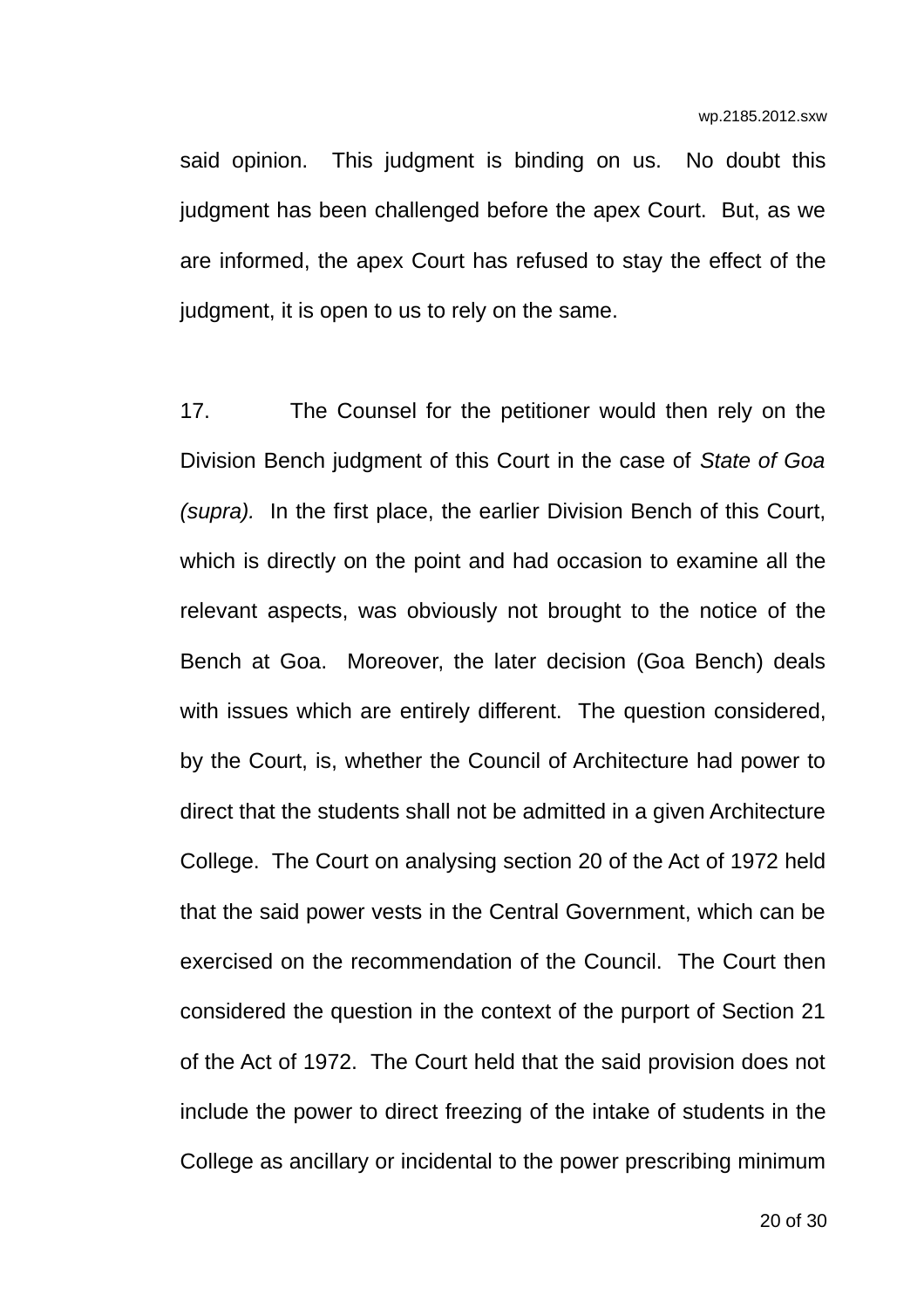said opinion. This judgment is binding on us. No doubt this judgment has been challenged before the apex Court. But, as we are informed, the apex Court has refused to stay the effect of the judgment, it is open to us to rely on the same.

17. The Counsel for the petitioner would then rely on the Division Bench judgment of this Court in the case of *State of Goa (supra).* In the first place, the earlier Division Bench of this Court, which is directly on the point and had occasion to examine all the relevant aspects, was obviously not brought to the notice of the Bench at Goa. Moreover, the later decision (Goa Bench) deals with issues which are entirely different. The question considered, by the Court, is, whether the Council of Architecture had power to direct that the students shall not be admitted in a given Architecture College. The Court on analysing section 20 of the Act of 1972 held that the said power vests in the Central Government, which can be exercised on the recommendation of the Council. The Court then considered the question in the context of the purport of Section 21 of the Act of 1972. The Court held that the said provision does not include the power to direct freezing of the intake of students in the College as ancillary or incidental to the power prescribing minimum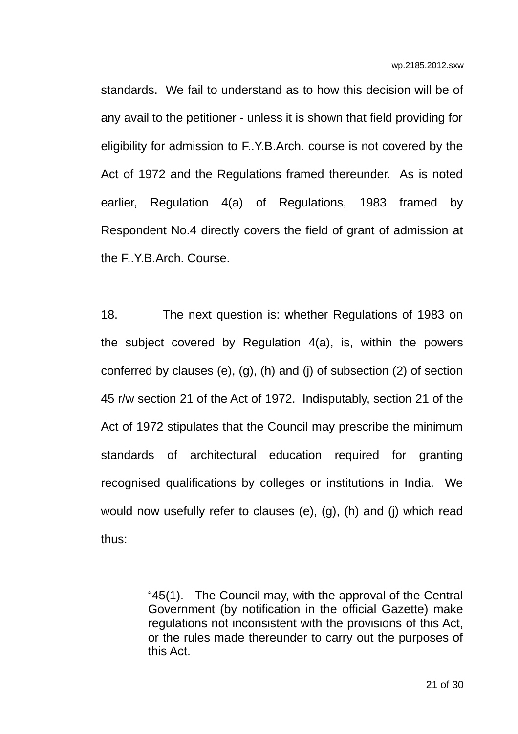standards. We fail to understand as to how this decision will be of any avail to the petitioner - unless it is shown that field providing for eligibility for admission to F..Y.B.Arch. course is not covered by the Act of 1972 and the Regulations framed thereunder. As is noted earlier, Regulation 4(a) of Regulations, 1983 framed by Respondent No.4 directly covers the field of grant of admission at the F..Y.B.Arch. Course.

18. The next question is: whether Regulations of 1983 on the subject covered by Regulation 4(a), is, within the powers conferred by clauses (e), (g), (h) and (j) of subsection (2) of section 45 r/w section 21 of the Act of 1972. Indisputably, section 21 of the Act of 1972 stipulates that the Council may prescribe the minimum standards of architectural education required for granting recognised qualifications by colleges or institutions in India. We would now usefully refer to clauses (e), (g), (h) and (j) which read thus:

> "45(1). The Council may, with the approval of the Central Government (by notification in the official Gazette) make regulations not inconsistent with the provisions of this Act, or the rules made thereunder to carry out the purposes of this Act.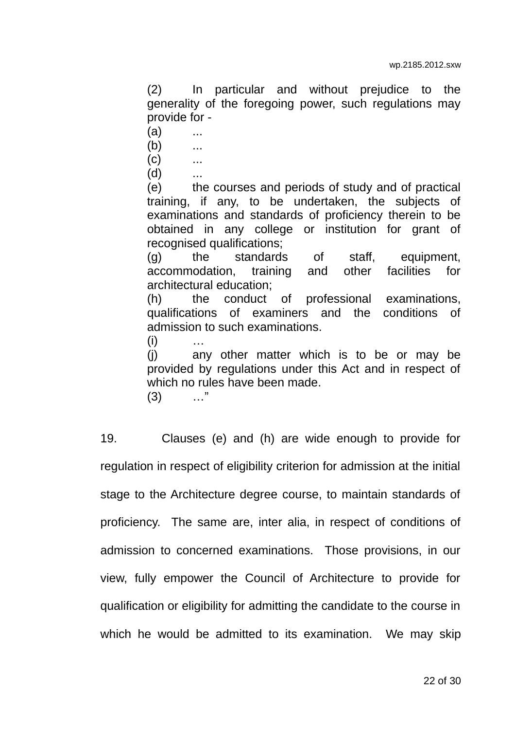> (2) In particular and without prejudice to the generality of the foregoing power, such regulations may provide for -
>
> (a) ...
>
> (b) ...
>
> (c) ...
>
> (d) ...
>
> (e) the courses and periods of study and of practical training, if any, to be undertaken, the subjects of examinations and standards of proficiency therein to be obtained in any college or institution for grant of recognised qualifications;
>
> (g) the standards of staff, equipment, accommodation, training and other facilities for architectural education;
>
> (h) the conduct of professional examinations, qualifications of examiners and the conditions of admission to such examinations.
>
> (i) …
>
> (j) any other matter which is to be or may be provided by regulations under this Act and in respect of which no rules have been made.
>
> (3) …"

19. Clauses (e) and (h) are wide enough to provide for regulation in respect of eligibility criterion for admission at the initial stage to the Architecture degree course, to maintain standards of proficiency. The same are, inter alia, in respect of conditions of admission to concerned examinations. Those provisions, in our view, fully empower the Council of Architecture to provide for qualification or eligibility for admitting the candidate to the course in which he would be admitted to its examination. We may skip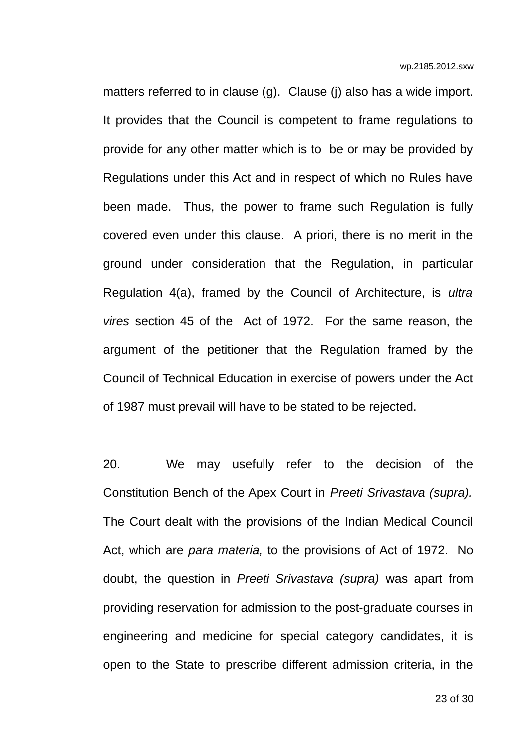matters referred to in clause (g). Clause (j) also has a wide import. It provides that the Council is competent to frame regulations to provide for any other matter which is to be or may be provided by Regulations under this Act and in respect of which no Rules have been made. Thus, the power to frame such Regulation is fully covered even under this clause. A priori, there is no merit in the ground under consideration that the Regulation, in particular Regulation 4(a), framed by the Council of Architecture, is *ultra vires* section 45 of the Act of 1972. For the same reason, the argument of the petitioner that the Regulation framed by the Council of Technical Education in exercise of powers under the Act of 1987 must prevail will have to be stated to be rejected.

20. We may usefully refer to the decision of the Constitution Bench of the Apex Court in *Preeti Srivastava (supra).* The Court dealt with the provisions of the Indian Medical Council Act, which are *para materia,* to the provisions of Act of 1972. No doubt, the question in *Preeti Srivastava (supra)* was apart from providing reservation for admission to the post-graduate courses in engineering and medicine for special category candidates, it is open to the State to prescribe different admission criteria, in the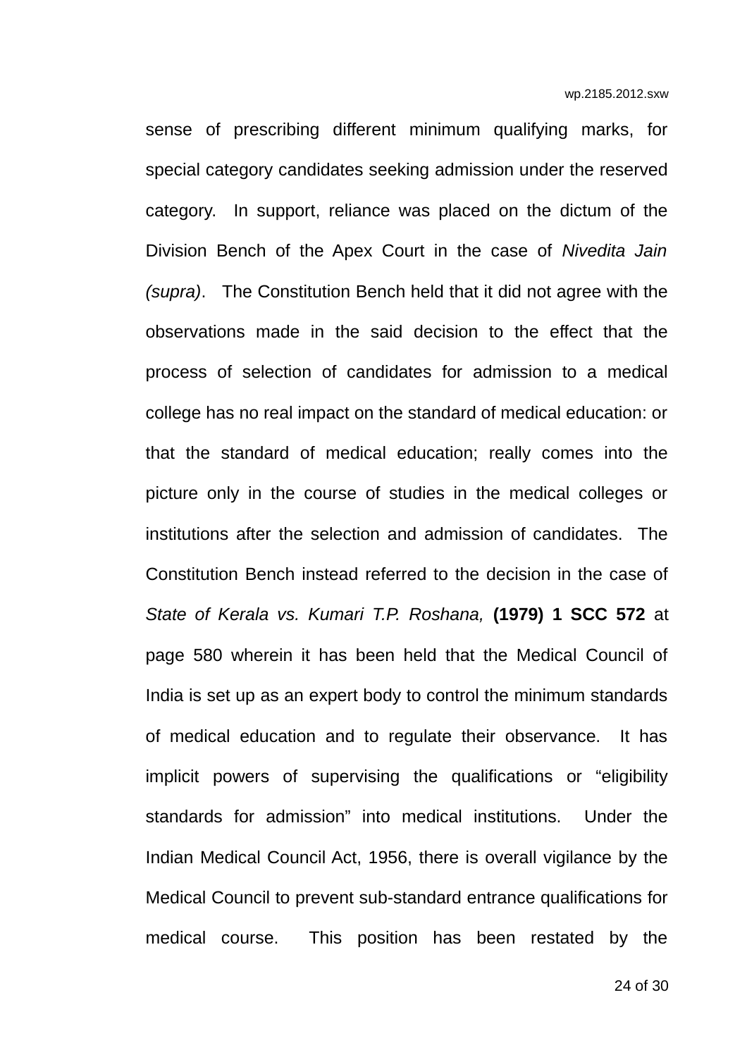sense of prescribing different minimum qualifying marks, for special category candidates seeking admission under the reserved category. In support, reliance was placed on the dictum of the Division Bench of the Apex Court in the case of *Nivedita Jain (supra)*. The Constitution Bench held that it did not agree with the observations made in the said decision to the effect that the process of selection of candidates for admission to a medical college has no real impact on the standard of medical education: or that the standard of medical education; really comes into the picture only in the course of studies in the medical colleges or institutions after the selection and admission of candidates. The Constitution Bench instead referred to the decision in the case of *State of Kerala vs. Kumari T.P. Roshana,* **(1979) 1 SCC 572** at page 580 wherein it has been held that the Medical Council of India is set up as an expert body to control the minimum standards of medical education and to regulate their observance. It has implicit powers of supervising the qualifications or "eligibility standards for admission" into medical institutions. Under the Indian Medical Council Act, 1956, there is overall vigilance by the Medical Council to prevent sub-standard entrance qualifications for medical course. This position has been restated by the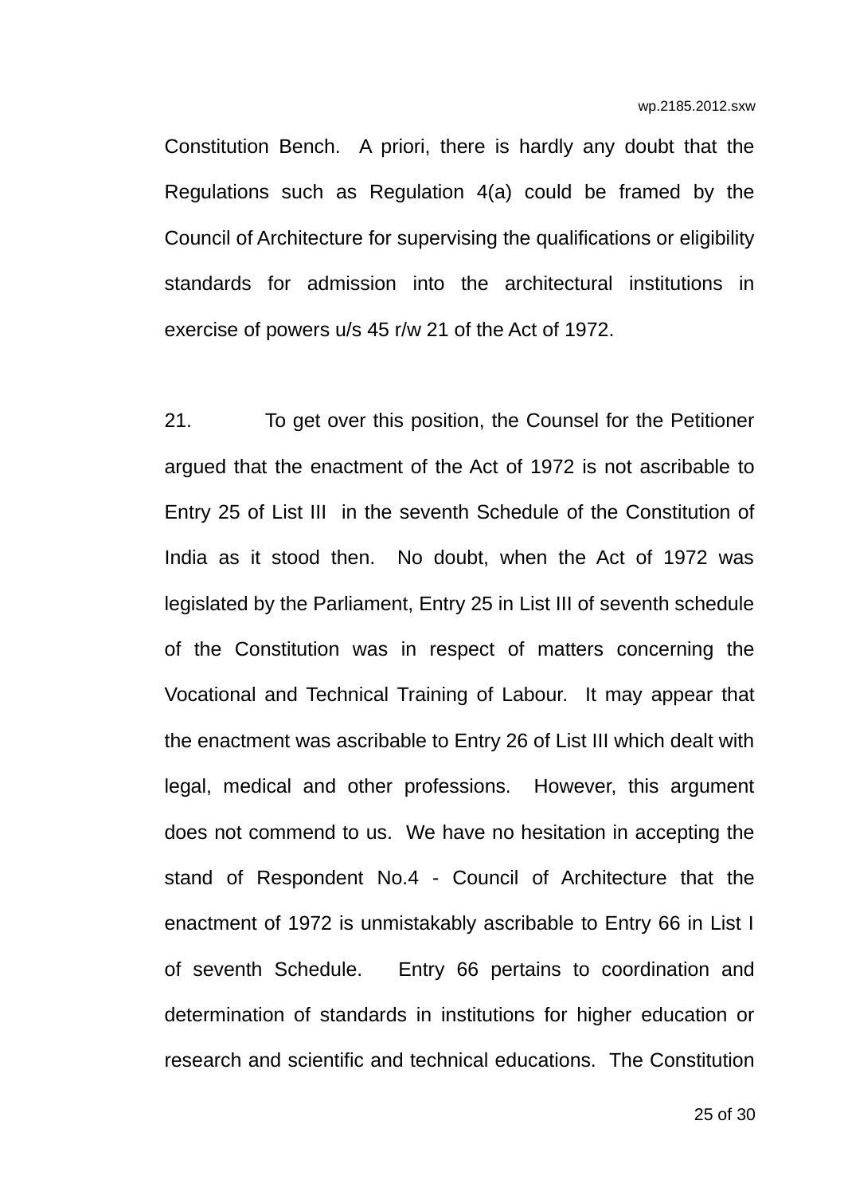Constitution Bench. A priori, there is hardly any doubt that the Regulations such as Regulation 4(a) could be framed by the Council of Architecture for supervising the qualifications or eligibility standards for admission into the architectural institutions in exercise of powers u/s 45 r/w 21 of the Act of 1972.

21. To get over this position, the Counsel for the Petitioner argued that the enactment of the Act of 1972 is not ascribable to Entry 25 of List III in the seventh Schedule of the Constitution of India as it stood then. No doubt, when the Act of 1972 was legislated by the Parliament, Entry 25 in List III of seventh schedule of the Constitution was in respect of matters concerning the Vocational and Technical Training of Labour. It may appear that the enactment was ascribable to Entry 26 of List III which dealt with legal, medical and other professions. However, this argument does not commend to us. We have no hesitation in accepting the stand of Respondent No.4 - Council of Architecture that the enactment of 1972 is unmistakably ascribable to Entry 66 in List I of seventh Schedule. Entry 66 pertains to coordination and determination of standards in institutions for higher education or research and scientific and technical educations. The Constitution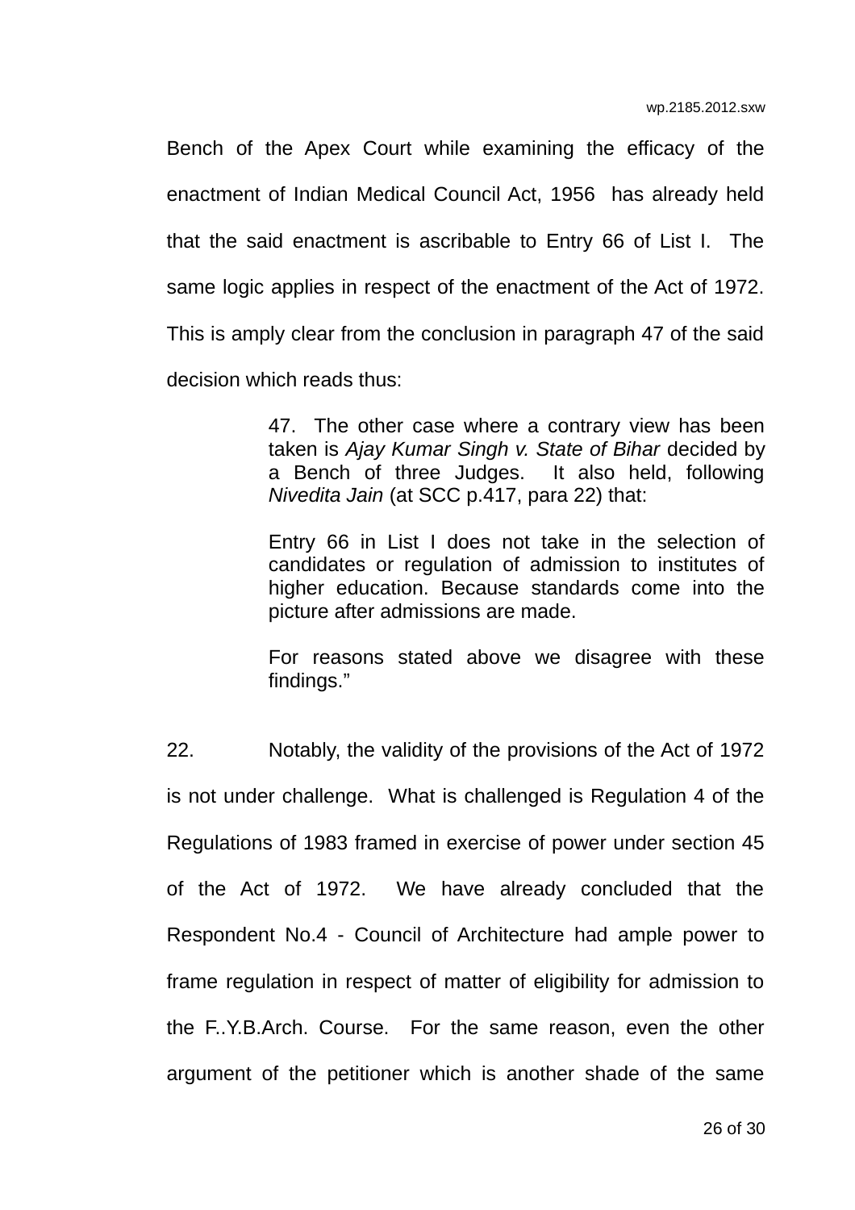Bench of the Apex Court while examining the efficacy of the enactment of Indian Medical Council Act, 1956 has already held that the said enactment is ascribable to Entry 66 of List I. The same logic applies in respect of the enactment of the Act of 1972. This is amply clear from the conclusion in paragraph 47 of the said decision which reads thus:

> 47. The other case where a contrary view has been taken is *Ajay Kumar Singh v. State of Bihar* decided by a Bench of three Judges. It also held, following *Nivedita Jain* (at SCC p.417, para 22) that:
>
> Entry 66 in List I does not take in the selection of candidates or regulation of admission to institutes of higher education. Because standards come into the picture after admissions are made.
>
> For reasons stated above we disagree with these findings."

22. Notably, the validity of the provisions of the Act of 1972 is not under challenge. What is challenged is Regulation 4 of the Regulations of 1983 framed in exercise of power under section 45 of the Act of 1972. We have already concluded that the Respondent No.4 - Council of Architecture had ample power to frame regulation in respect of matter of eligibility for admission to the F..Y.B.Arch. Course. For the same reason, even the other argument of the petitioner which is another shade of the same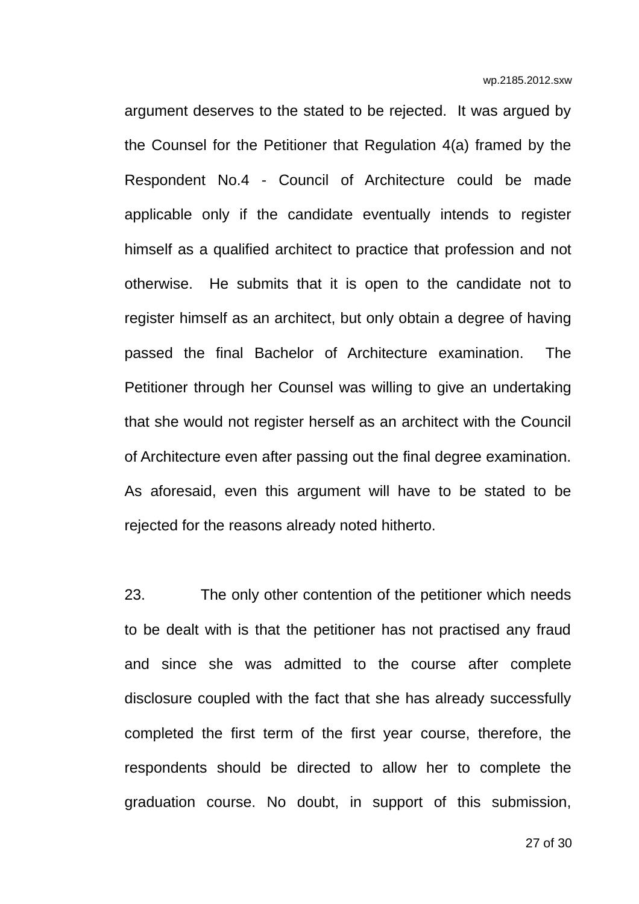argument deserves to the stated to be rejected. It was argued by the Counsel for the Petitioner that Regulation 4(a) framed by the Respondent No.4 - Council of Architecture could be made applicable only if the candidate eventually intends to register himself as a qualified architect to practice that profession and not otherwise. He submits that it is open to the candidate not to register himself as an architect, but only obtain a degree of having passed the final Bachelor of Architecture examination. The Petitioner through her Counsel was willing to give an undertaking that she would not register herself as an architect with the Council of Architecture even after passing out the final degree examination. As aforesaid, even this argument will have to be stated to be rejected for the reasons already noted hitherto.

23. The only other contention of the petitioner which needs to be dealt with is that the petitioner has not practised any fraud and since she was admitted to the course after complete disclosure coupled with the fact that she has already successfully completed the first term of the first year course, therefore, the respondents should be directed to allow her to complete the graduation course. No doubt, in support of this submission,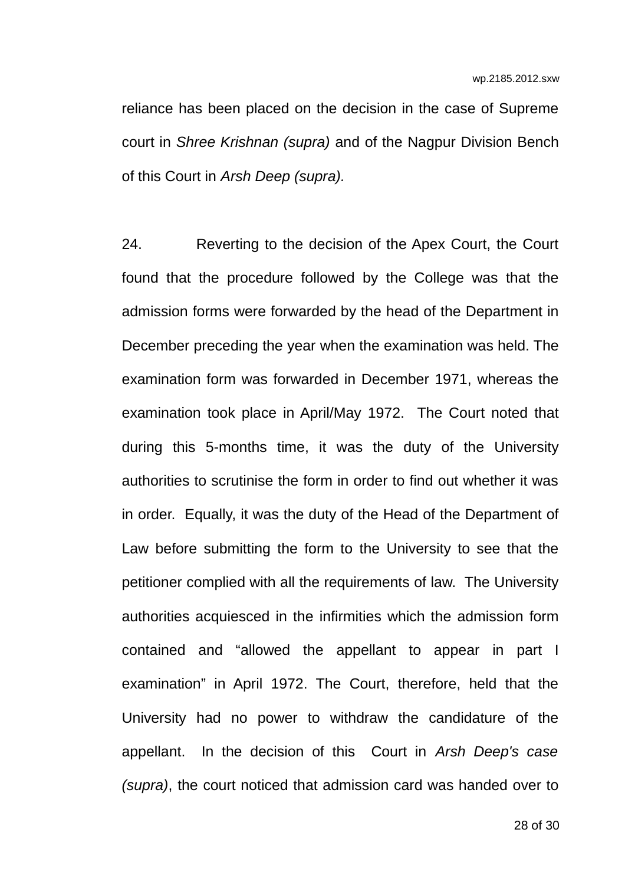reliance has been placed on the decision in the case of Supreme court in *Shree Krishnan (supra)* and of the Nagpur Division Bench of this Court in *Arsh Deep (supra).*

24. Reverting to the decision of the Apex Court, the Court found that the procedure followed by the College was that the admission forms were forwarded by the head of the Department in December preceding the year when the examination was held. The examination form was forwarded in December 1971, whereas the examination took place in April/May 1972. The Court noted that during this 5-months time, it was the duty of the University authorities to scrutinise the form in order to find out whether it was in order. Equally, it was the duty of the Head of the Department of Law before submitting the form to the University to see that the petitioner complied with all the requirements of law. The University authorities acquiesced in the infirmities which the admission form contained and "allowed the appellant to appear in part I examination" in April 1972. The Court, therefore, held that the University had no power to withdraw the candidature of the appellant. In the decision of this Court in *Arsh Deep's case (supra)*, the court noticed that admission card was handed over to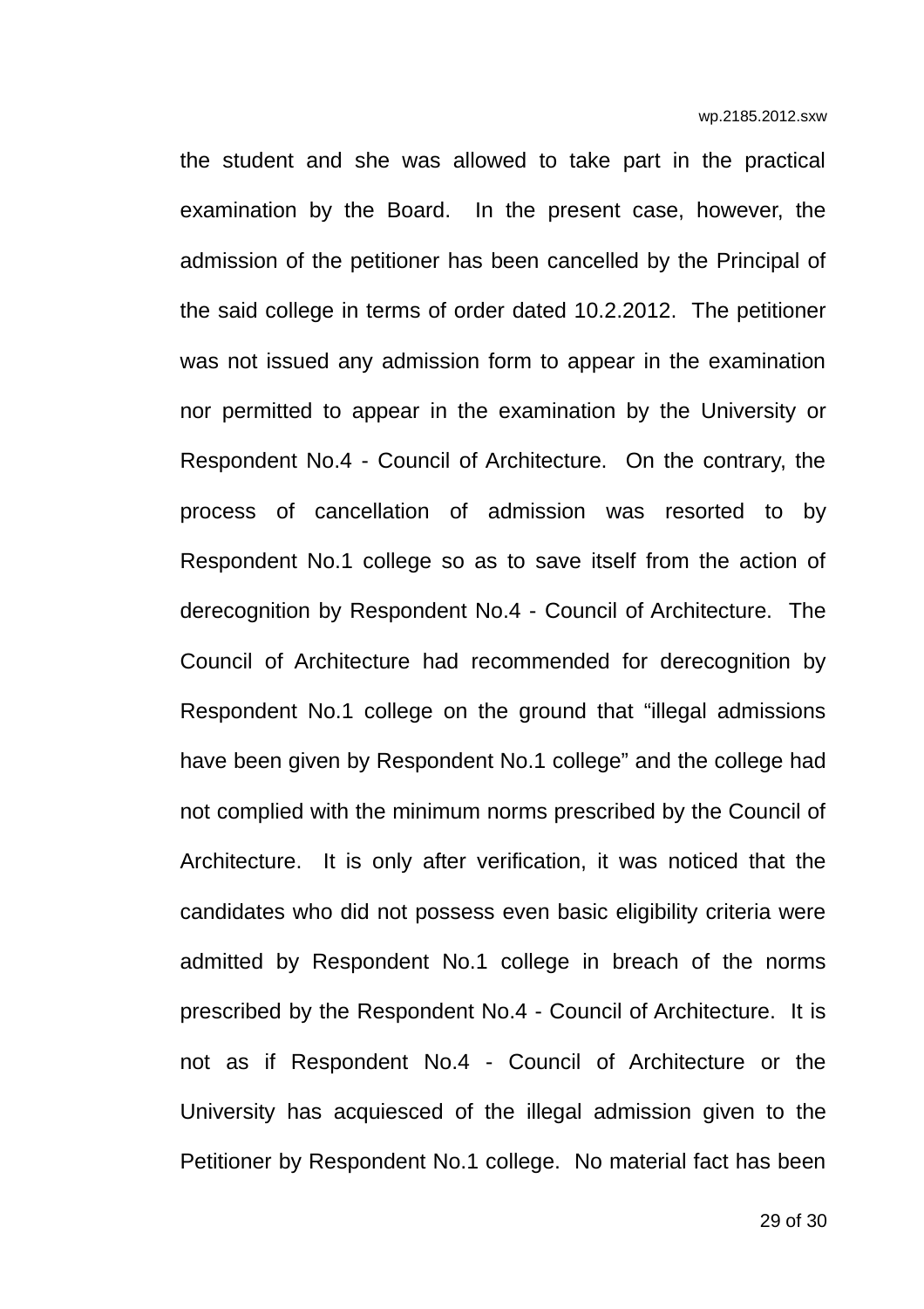the student and she was allowed to take part in the practical examination by the Board. In the present case, however, the admission of the petitioner has been cancelled by the Principal of the said college in terms of order dated 10.2.2012. The petitioner was not issued any admission form to appear in the examination nor permitted to appear in the examination by the University or Respondent No.4 - Council of Architecture. On the contrary, the process of cancellation of admission was resorted to by Respondent No.1 college so as to save itself from the action of derecognition by Respondent No.4 - Council of Architecture. The Council of Architecture had recommended for derecognition by Respondent No.1 college on the ground that "illegal admissions have been given by Respondent No.1 college" and the college had not complied with the minimum norms prescribed by the Council of Architecture. It is only after verification, it was noticed that the candidates who did not possess even basic eligibility criteria were admitted by Respondent No.1 college in breach of the norms prescribed by the Respondent No.4 - Council of Architecture. It is not as if Respondent No.4 - Council of Architecture or the University has acquiesced of the illegal admission given to the Petitioner by Respondent No.1 college. No material fact has been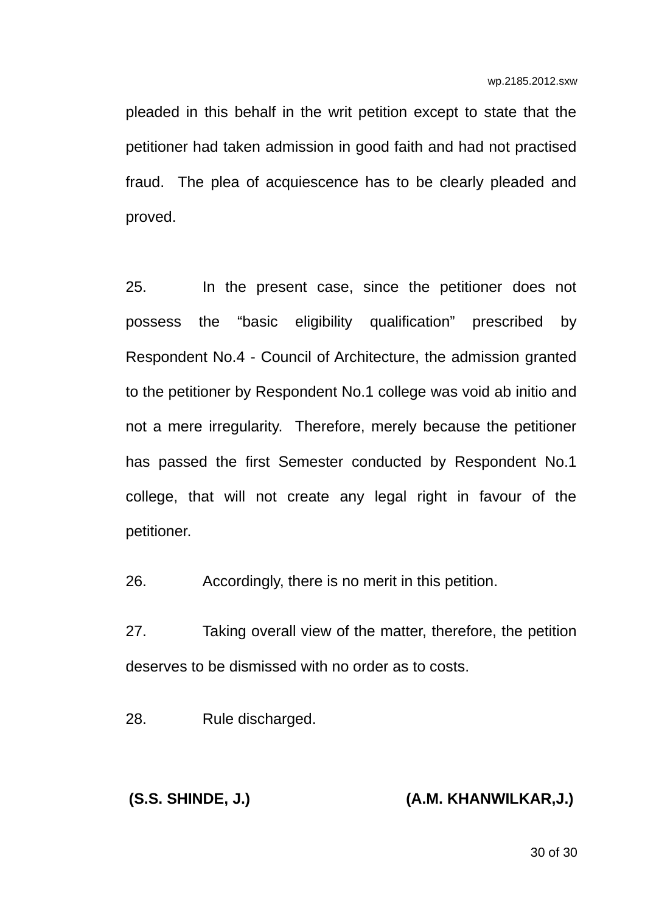pleaded in this behalf in the writ petition except to state that the petitioner had taken admission in good faith and had not practised fraud. The plea of acquiescence has to be clearly pleaded and proved.

25. In the present case, since the petitioner does not possess the “basic eligibility qualification” prescribed by Respondent No.4 - Council of Architecture, the admission granted to the petitioner by Respondent No.1 college was void ab initio and not a mere irregularity. Therefore, merely because the petitioner has passed the first Semester conducted by Respondent No.1 college, that will not create any legal right in favour of the petitioner.

26. Accordingly, there is no merit in this petition.

27. Taking overall view of the matter, therefore, the petition deserves to be dismissed with no order as to costs.

28. Rule discharged.

**(S.S. SHINDE, J.)** **(A.M. KHANWILKAR,J.)**